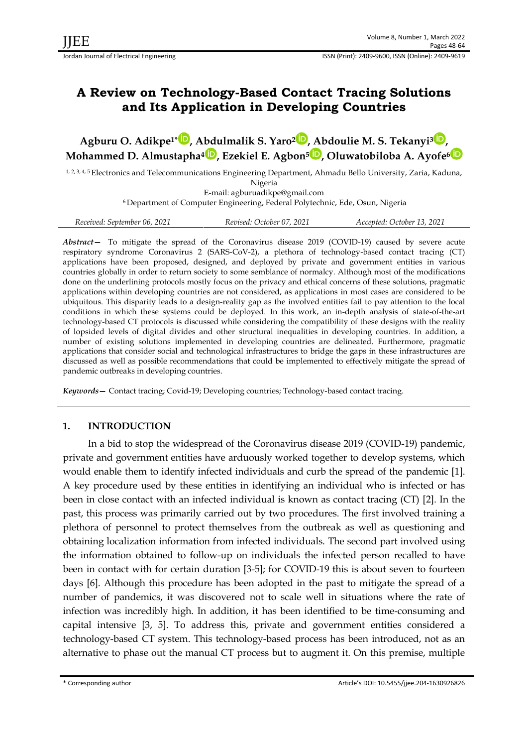# A Review on Technology-Based Contact Tracing Solutions and Its Application in Developing Countries

**Agburu O. Adikpe[1*], Abdulmalik S. Yaro[2], Abdoulie M. S. Tekanyi[3], Mohammed D. Almustapha[4], Ezekiel E. Agbon[5], Oluwatobiloba A. Ayofe[6]**

[1, 2, 3, 4, 5] Electronics and Telecommunications Engineering Department, Ahmadu Bello University, Zaria, Kaduna, Nigeria

E-mail: agburuadikpe@gmail.com

[6] Department of Computer Engineering, Federal Polytechnic, Ede, Osun, Nigeria

*Received: September 06, 2021* *Revised: October 07, 2021* *Accepted: October 13, 2021*

***Abstract—*** To mitigate the spread of the Coronavirus disease 2019 (COVID-19) caused by severe acute respiratory syndrome Coronavirus 2 (SARS-CoV-2), a plethora of technology-based contact tracing (CT) applications have been proposed, designed, and deployed by private and government entities in various countries globally in order to return society to some semblance of normalcy. Although most of the modifications done on the underlining protocols mostly focus on the privacy and ethical concerns of these solutions, pragmatic applications within developing countries are not considered, as applications in most cases are considered to be ubiquitous. This disparity leads to a design-reality gap as the involved entities fail to pay attention to the local conditions in which these systems could be deployed. In this work, an in-depth analysis of state-of-the-art technology-based CT protocols is discussed while considering the compatibility of these designs with the reality of lopsided levels of digital divides and other structural inequalities in developing countries. In addition, a number of existing solutions implemented in developing countries are delineated. Furthermore, pragmatic applications that consider social and technological infrastructures to bridge the gaps in these infrastructures are discussed as well as possible recommendations that could be implemented to effectively mitigate the spread of pandemic outbreaks in developing countries.

***Keywords—*** Contact tracing; Covid-19; Developing countries; Technology-based contact tracing.

## 1. INTRODUCTION

In a bid to stop the widespread of the Coronavirus disease 2019 (COVID-19) pandemic, private and government entities have arduously worked together to develop systems, which would enable them to identify infected individuals and curb the spread of the pandemic [1]. A key procedure used by these entities in identifying an individual who is infected or has been in close contact with an infected individual is known as contact tracing (CT) [2]. In the past, this process was primarily carried out by two procedures. The first involved training a plethora of personnel to protect themselves from the outbreak as well as questioning and obtaining localization information from infected individuals. The second part involved using the information obtained to follow-up on individuals the infected person recalled to have been in contact with for certain duration [3-5]; for COVID-19 this is about seven to fourteen days [6]. Although this procedure has been adopted in the past to mitigate the spread of a number of pandemics, it was discovered not to scale well in situations where the rate of infection was incredibly high. In addition, it has been identified to be time-consuming and capital intensive [3, 5]. To address this, private and government entities considered a technology-based CT system. This technology-based process has been introduced, not as an alternative to phase out the manual CT process but to augment it. On this premise, multiple

\* Corresponding author

Article's DOI: 10.5455/jjee.204-1630926826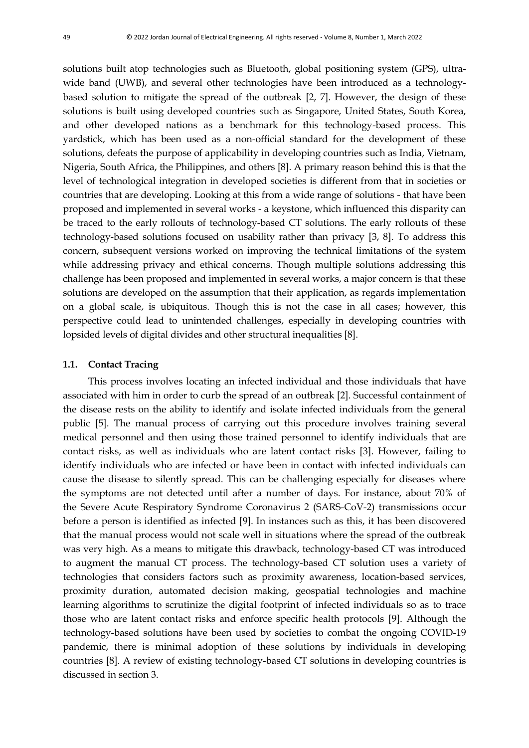solutions built atop technologies such as Bluetooth, global positioning system (GPS), ultra-wide band (UWB), and several other technologies have been introduced as a technology-based solution to mitigate the spread of the outbreak [2, 7]. However, the design of these solutions is built using developed countries such as Singapore, United States, South Korea, and other developed nations as a benchmark for this technology-based process. This yardstick, which has been used as a non-official standard for the development of these solutions, defeats the purpose of applicability in developing countries such as India, Vietnam, Nigeria, South Africa, the Philippines, and others [8]. A primary reason behind this is that the level of technological integration in developed societies is different from that in societies or countries that are developing. Looking at this from a wide range of solutions - that have been proposed and implemented in several works - a keystone, which influenced this disparity can be traced to the early rollouts of technology-based CT solutions. The early rollouts of these technology-based solutions focused on usability rather than privacy [3, 8]. To address this concern, subsequent versions worked on improving the technical limitations of the system while addressing privacy and ethical concerns. Though multiple solutions addressing this challenge has been proposed and implemented in several works, a major concern is that these solutions are developed on the assumption that their application, as regards implementation on a global scale, is ubiquitous. Though this is not the case in all cases; however, this perspective could lead to unintended challenges, especially in developing countries with lopsided levels of digital divides and other structural inequalities [8].

### 1.1. Contact Tracing

This process involves locating an infected individual and those individuals that have associated with him in order to curb the spread of an outbreak [2]. Successful containment of the disease rests on the ability to identify and isolate infected individuals from the general public [5]. The manual process of carrying out this procedure involves training several medical personnel and then using those trained personnel to identify individuals that are contact risks, as well as individuals who are latent contact risks [3]. However, failing to identify individuals who are infected or have been in contact with infected individuals can cause the disease to silently spread. This can be challenging especially for diseases where the symptoms are not detected until after a number of days. For instance, about 70% of the Severe Acute Respiratory Syndrome Coronavirus 2 (SARS-CoV-2) transmissions occur before a person is identified as infected [9]. In instances such as this, it has been discovered that the manual process would not scale well in situations where the spread of the outbreak was very high. As a means to mitigate this drawback, technology-based CT was introduced to augment the manual CT process. The technology-based CT solution uses a variety of technologies that considers factors such as proximity awareness, location-based services, proximity duration, automated decision making, geospatial technologies and machine learning algorithms to scrutinize the digital footprint of infected individuals so as to trace those who are latent contact risks and enforce specific health protocols [9]. Although the technology-based solutions have been used by societies to combat the ongoing COVID-19 pandemic, there is minimal adoption of these solutions by individuals in developing countries [8]. A review of existing technology-based CT solutions in developing countries is discussed in section 3.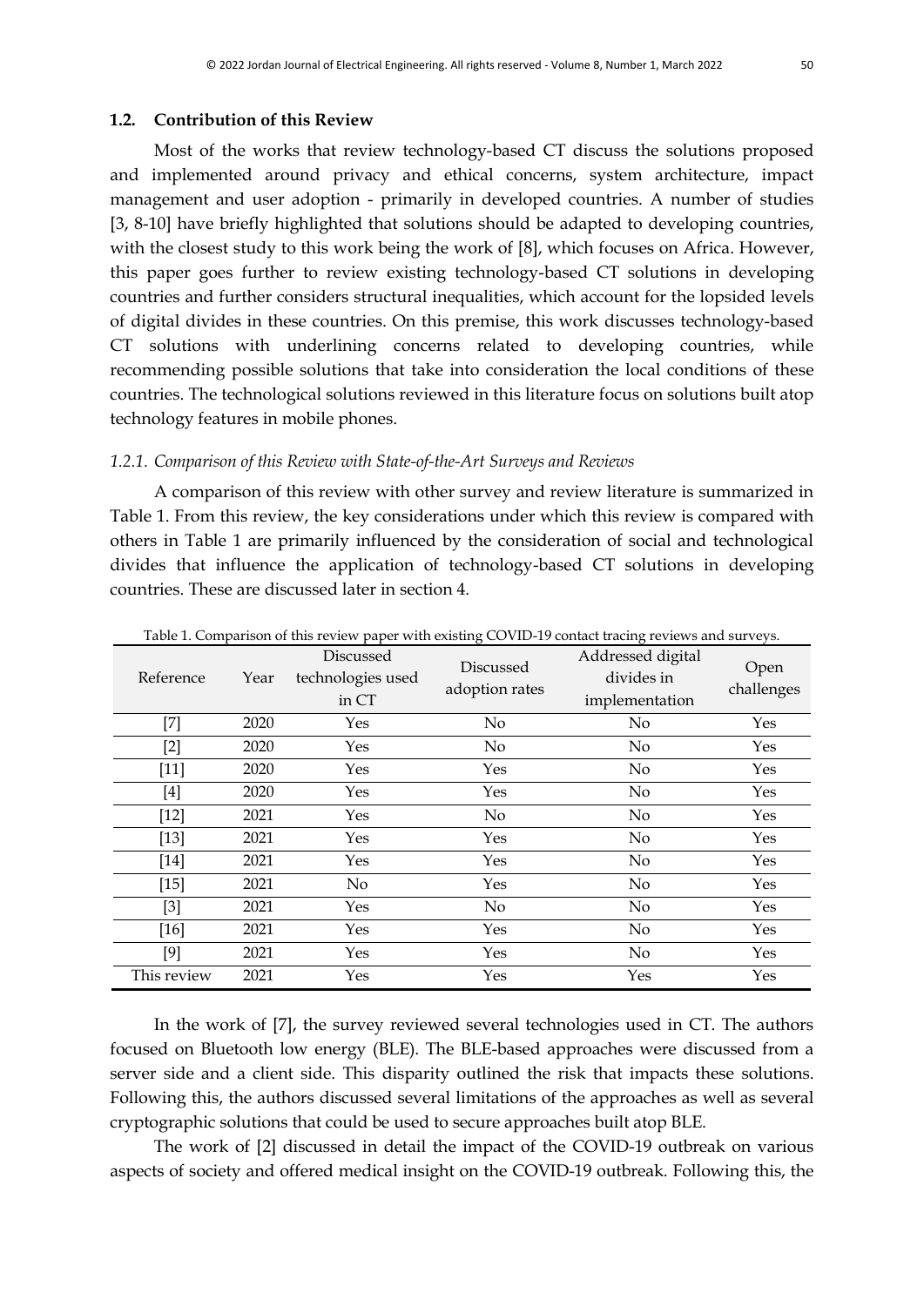### 1.2. Contribution of this Review

Most of the works that review technology-based CT discuss the solutions proposed and implemented around privacy and ethical concerns, system architecture, impact management and user adoption - primarily in developed countries. A number of studies [3, 8-10] have briefly highlighted that solutions should be adapted to developing countries, with the closest study to this work being the work of [8], which focuses on Africa. However, this paper goes further to review existing technology-based CT solutions in developing countries and further considers structural inequalities, which account for the lopsided levels of digital divides in these countries. On this premise, this work discusses technology-based CT solutions with underlining concerns related to developing countries, while recommending possible solutions that take into consideration the local conditions of these countries. The technological solutions reviewed in this literature focus on solutions built atop technology features in mobile phones.

#### *1.2.1. Comparison of this Review with State-of-the-Art Surveys and Reviews*

A comparison of this review with other survey and review literature is summarized in Table 1. From this review, the key considerations under which this review is compared with others in Table 1 are primarily influenced by the consideration of social and technological divides that influence the application of technology-based CT solutions in developing countries. These are discussed later in section 4.

Table 1. Comparison of this review paper with existing COVID-19 contact tracing reviews and surveys.

| Reference | Year | Discussed technologies used in CT | Discussed adoption rates | Addressed digital divides in implementation | Open challenges |
|---|---|---|---|---|---|
| [7] | 2020 | Yes | No | No | Yes |
| [2] | 2020 | Yes | No | No | Yes |
| [11] | 2020 | Yes | Yes | No | Yes |
| [4] | 2020 | Yes | Yes | No | Yes |
| [12] | 2021 | Yes | No | No | Yes |
| [13] | 2021 | Yes | Yes | No | Yes |
| [14] | 2021 | Yes | Yes | No | Yes |
| [15] | 2021 | No | Yes | No | Yes |
| [3] | 2021 | Yes | No | No | Yes |
| [16] | 2021 | Yes | Yes | No | Yes |
| [9] | 2021 | Yes | Yes | No | Yes |
| This review | 2021 | Yes | Yes | Yes | Yes |

In the work of [7], the survey reviewed several technologies used in CT. The authors focused on Bluetooth low energy (BLE). The BLE-based approaches were discussed from a server side and a client side. This disparity outlined the risk that impacts these solutions. Following this, the authors discussed several limitations of the approaches as well as several cryptographic solutions that could be used to secure approaches built atop BLE.

The work of [2] discussed in detail the impact of the COVID-19 outbreak on various aspects of society and offered medical insight on the COVID-19 outbreak. Following this, the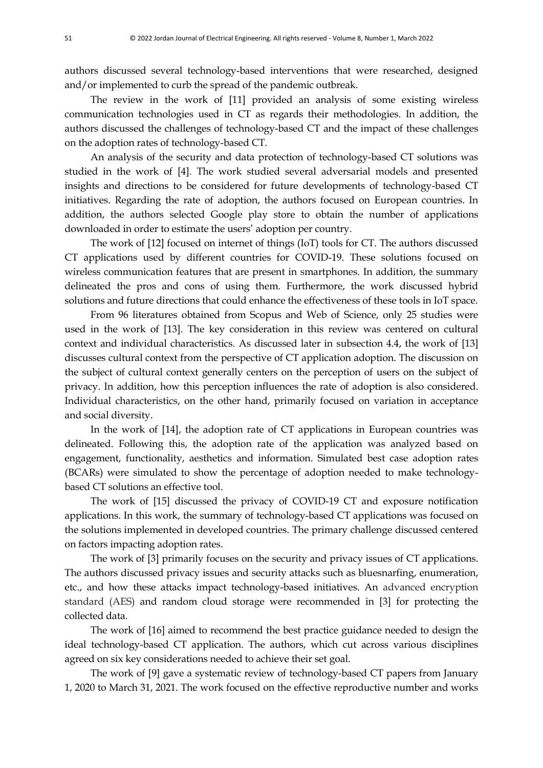authors discussed several technology-based interventions that were researched, designed and/or implemented to curb the spread of the pandemic outbreak.

The review in the work of [11] provided an analysis of some existing wireless communication technologies used in CT as regards their methodologies. In addition, the authors discussed the challenges of technology-based CT and the impact of these challenges on the adoption rates of technology-based CT.

An analysis of the security and data protection of technology-based CT solutions was studied in the work of [4]. The work studied several adversarial models and presented insights and directions to be considered for future developments of technology-based CT initiatives. Regarding the rate of adoption, the authors focused on European countries. In addition, the authors selected Google play store to obtain the number of applications downloaded in order to estimate the users' adoption per country.

The work of [12] focused on internet of things (IoT) tools for CT. The authors discussed CT applications used by different countries for COVID-19. These solutions focused on wireless communication features that are present in smartphones. In addition, the summary delineated the pros and cons of using them. Furthermore, the work discussed hybrid solutions and future directions that could enhance the effectiveness of these tools in IoT space.

From 96 literatures obtained from Scopus and Web of Science, only 25 studies were used in the work of [13]. The key consideration in this review was centered on cultural context and individual characteristics. As discussed later in subsection 4.4, the work of [13] discusses cultural context from the perspective of CT application adoption. The discussion on the subject of cultural context generally centers on the perception of users on the subject of privacy. In addition, how this perception influences the rate of adoption is also considered. Individual characteristics, on the other hand, primarily focused on variation in acceptance and social diversity.

In the work of [14], the adoption rate of CT applications in European countries was delineated. Following this, the adoption rate of the application was analyzed based on engagement, functionality, aesthetics and information. Simulated best case adoption rates (BCARs) were simulated to show the percentage of adoption needed to make technology-based CT solutions an effective tool.

The work of [15] discussed the privacy of COVID-19 CT and exposure notification applications. In this work, the summary of technology-based CT applications was focused on the solutions implemented in developed countries. The primary challenge discussed centered on factors impacting adoption rates.

The work of [3] primarily focuses on the security and privacy issues of CT applications. The authors discussed privacy issues and security attacks such as bluesnarfing, enumeration, etc., and how these attacks impact technology-based initiatives. An advanced encryption standard (AES) and random cloud storage were recommended in [3] for protecting the collected data.

The work of [16] aimed to recommend the best practice guidance needed to design the ideal technology-based CT application. The authors, which cut across various disciplines agreed on six key considerations needed to achieve their set goal.

The work of [9] gave a systematic review of technology-based CT papers from January 1, 2020 to March 31, 2021. The work focused on the effective reproductive number and works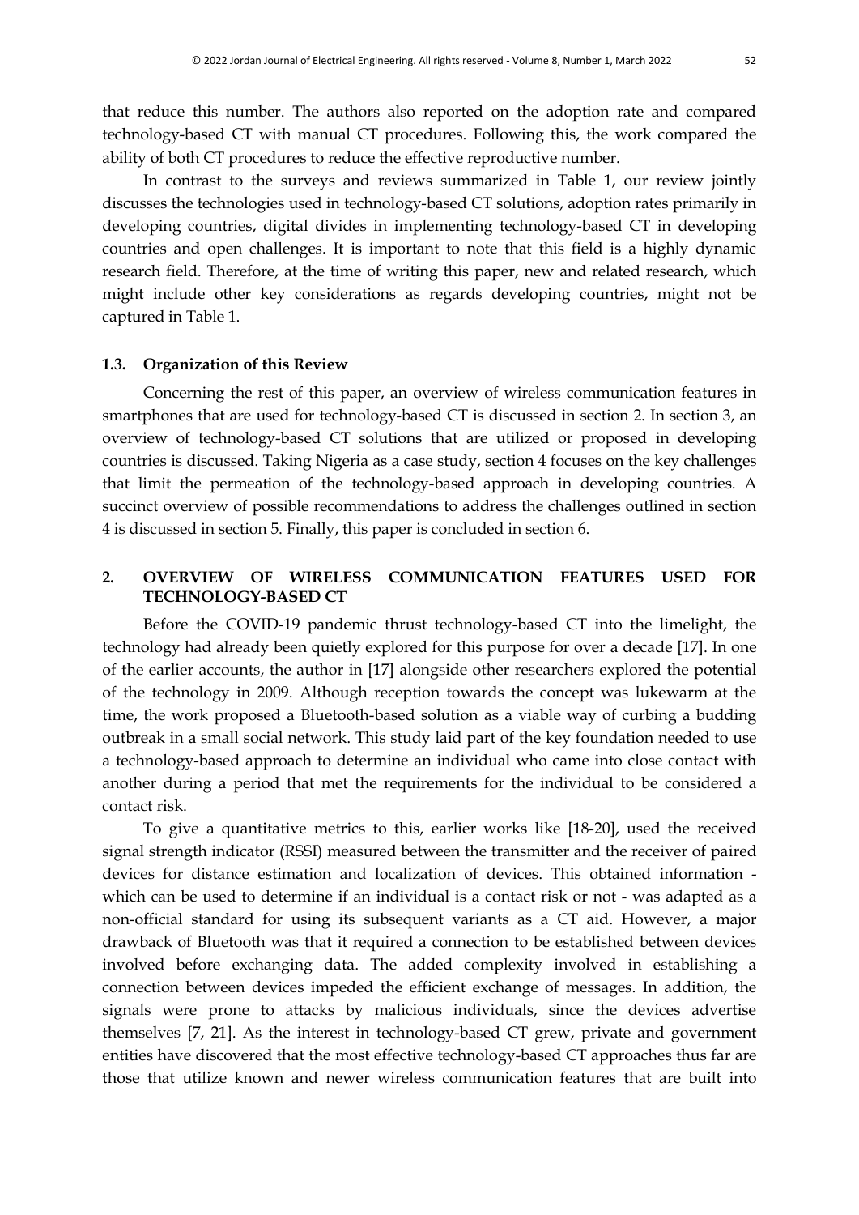that reduce this number. The authors also reported on the adoption rate and compared technology-based CT with manual CT procedures. Following this, the work compared the ability of both CT procedures to reduce the effective reproductive number.

In contrast to the surveys and reviews summarized in Table 1, our review jointly discusses the technologies used in technology-based CT solutions, adoption rates primarily in developing countries, digital divides in implementing technology-based CT in developing countries and open challenges. It is important to note that this field is a highly dynamic research field. Therefore, at the time of writing this paper, new and related research, which might include other key considerations as regards developing countries, might not be captured in Table 1.

### 1.3. Organization of this Review

Concerning the rest of this paper, an overview of wireless communication features in smartphones that are used for technology-based CT is discussed in section 2. In section 3, an overview of technology-based CT solutions that are utilized or proposed in developing countries is discussed. Taking Nigeria as a case study, section 4 focuses on the key challenges that limit the permeation of the technology-based approach in developing countries. A succinct overview of possible recommendations to address the challenges outlined in section 4 is discussed in section 5. Finally, this paper is concluded in section 6.

## 2. OVERVIEW OF WIRELESS COMMUNICATION FEATURES USED FOR TECHNOLOGY-BASED CT

Before the COVID-19 pandemic thrust technology-based CT into the limelight, the technology had already been quietly explored for this purpose for over a decade [17]. In one of the earlier accounts, the author in [17] alongside other researchers explored the potential of the technology in 2009. Although reception towards the concept was lukewarm at the time, the work proposed a Bluetooth-based solution as a viable way of curbing a budding outbreak in a small social network. This study laid part of the key foundation needed to use a technology-based approach to determine an individual who came into close contact with another during a period that met the requirements for the individual to be considered a contact risk.

To give a quantitative metrics to this, earlier works like [18-20], used the received signal strength indicator (RSSI) measured between the transmitter and the receiver of paired devices for distance estimation and localization of devices. This obtained information - which can be used to determine if an individual is a contact risk or not - was adapted as a non-official standard for using its subsequent variants as a CT aid. However, a major drawback of Bluetooth was that it required a connection to be established between devices involved before exchanging data. The added complexity involved in establishing a connection between devices impeded the efficient exchange of messages. In addition, the signals were prone to attacks by malicious individuals, since the devices advertise themselves [7, 21]. As the interest in technology-based CT grew, private and government entities have discovered that the most effective technology-based CT approaches thus far are those that utilize known and newer wireless communication features that are built into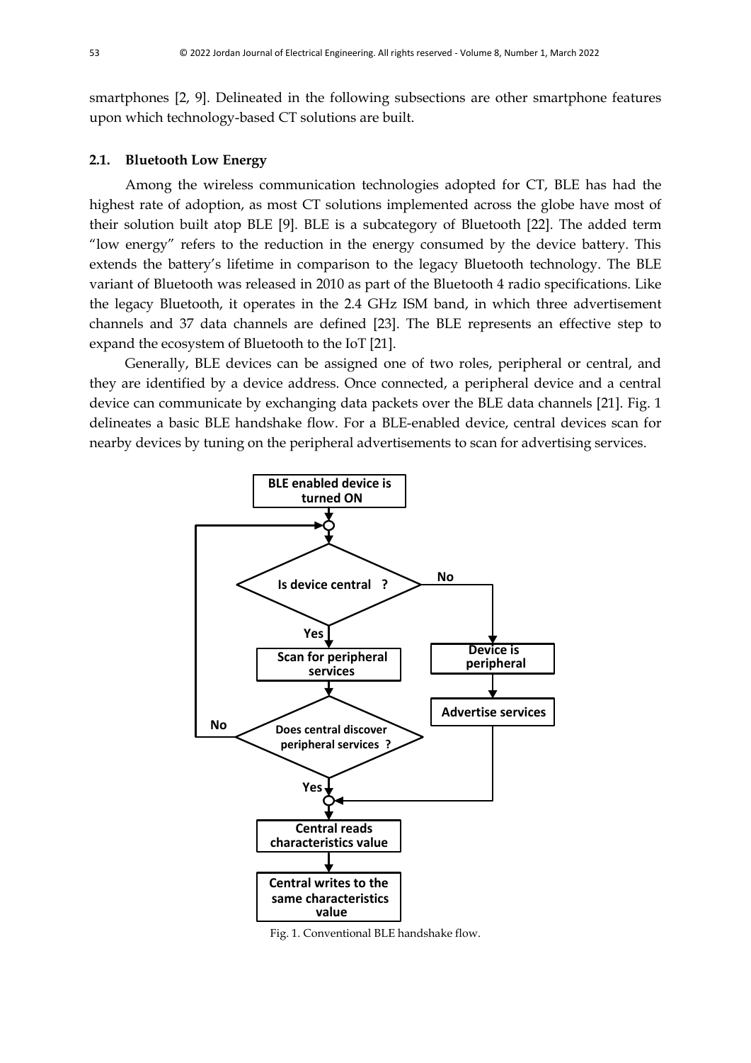smartphones [2, 9]. Delineated in the following subsections are other smartphone features upon which technology-based CT solutions are built.

### 2.1. Bluetooth Low Energy

Among the wireless communication technologies adopted for CT, BLE has had the highest rate of adoption, as most CT solutions implemented across the globe have most of their solution built atop BLE [9]. BLE is a subcategory of Bluetooth [22]. The added term "low energy" refers to the reduction in the energy consumed by the device battery. This extends the battery's lifetime in comparison to the legacy Bluetooth technology. The BLE variant of Bluetooth was released in 2010 as part of the Bluetooth 4 radio specifications. Like the legacy Bluetooth, it operates in the 2.4 GHz ISM band, in which three advertisement channels and 37 data channels are defined [23]. The BLE represents an effective step to expand the ecosystem of Bluetooth to the IoT [21].

Generally, BLE devices can be assigned one of two roles, peripheral or central, and they are identified by a device address. Once connected, a peripheral device and a central device can communicate by exchanging data packets over the BLE data channels [21]. Fig. 1 delineates a basic BLE handshake flow. For a BLE-enabled device, central devices scan for nearby devices by tuning on the peripheral advertisements to scan for advertising services.

Fig. 1. Conventional BLE handshake flow.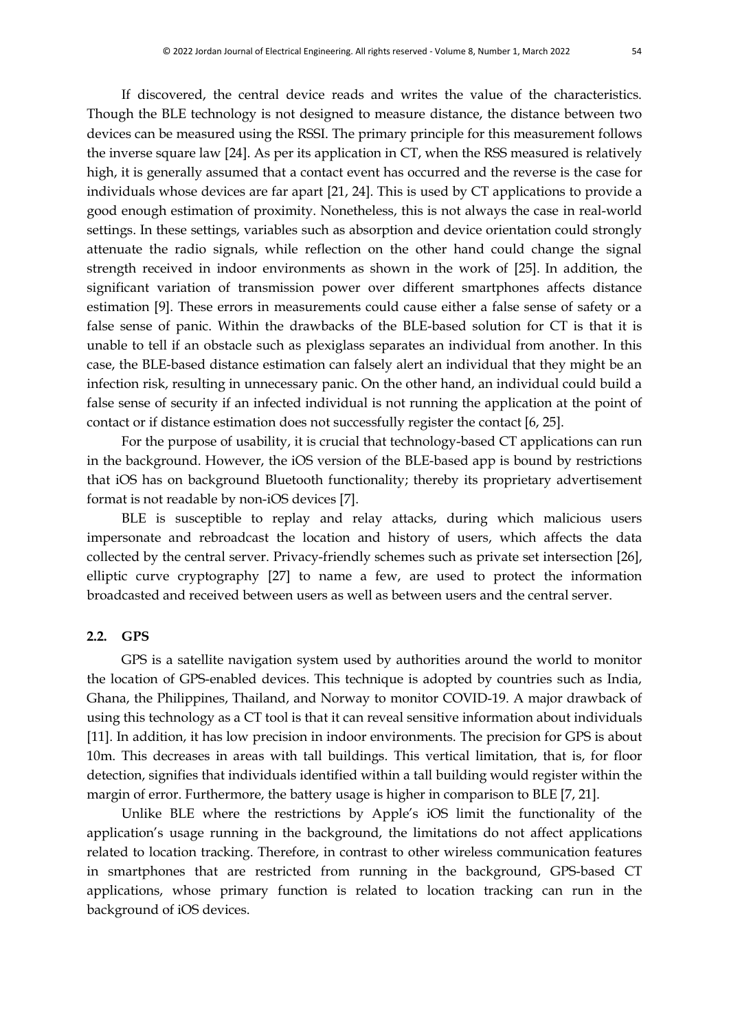If discovered, the central device reads and writes the value of the characteristics. Though the BLE technology is not designed to measure distance, the distance between two devices can be measured using the RSSI. The primary principle for this measurement follows the inverse square law [24]. As per its application in CT, when the RSS measured is relatively high, it is generally assumed that a contact event has occurred and the reverse is the case for individuals whose devices are far apart [21, 24]. This is used by CT applications to provide a good enough estimation of proximity. Nonetheless, this is not always the case in real-world settings. In these settings, variables such as absorption and device orientation could strongly attenuate the radio signals, while reflection on the other hand could change the signal strength received in indoor environments as shown in the work of [25]. In addition, the significant variation of transmission power over different smartphones affects distance estimation [9]. These errors in measurements could cause either a false sense of safety or a false sense of panic. Within the drawbacks of the BLE-based solution for CT is that it is unable to tell if an obstacle such as plexiglass separates an individual from another. In this case, the BLE-based distance estimation can falsely alert an individual that they might be an infection risk, resulting in unnecessary panic. On the other hand, an individual could build a false sense of security if an infected individual is not running the application at the point of contact or if distance estimation does not successfully register the contact [6, 25].

For the purpose of usability, it is crucial that technology-based CT applications can run in the background. However, the iOS version of the BLE-based app is bound by restrictions that iOS has on background Bluetooth functionality; thereby its proprietary advertisement format is not readable by non-iOS devices [7].

BLE is susceptible to replay and relay attacks, during which malicious users impersonate and rebroadcast the location and history of users, which affects the data collected by the central server. Privacy-friendly schemes such as private set intersection [26], elliptic curve cryptography [27] to name a few, are used to protect the information broadcasted and received between users as well as between users and the central server.

### 2.2. GPS

GPS is a satellite navigation system used by authorities around the world to monitor the location of GPS-enabled devices. This technique is adopted by countries such as India, Ghana, the Philippines, Thailand, and Norway to monitor COVID-19. A major drawback of using this technology as a CT tool is that it can reveal sensitive information about individuals [11]. In addition, it has low precision in indoor environments. The precision for GPS is about 10m. This decreases in areas with tall buildings. This vertical limitation, that is, for floor detection, signifies that individuals identified within a tall building would register within the margin of error. Furthermore, the battery usage is higher in comparison to BLE [7, 21].

Unlike BLE where the restrictions by Apple's iOS limit the functionality of the application's usage running in the background, the limitations do not affect applications related to location tracking. Therefore, in contrast to other wireless communication features in smartphones that are restricted from running in the background, GPS-based CT applications, whose primary function is related to location tracking can run in the background of iOS devices.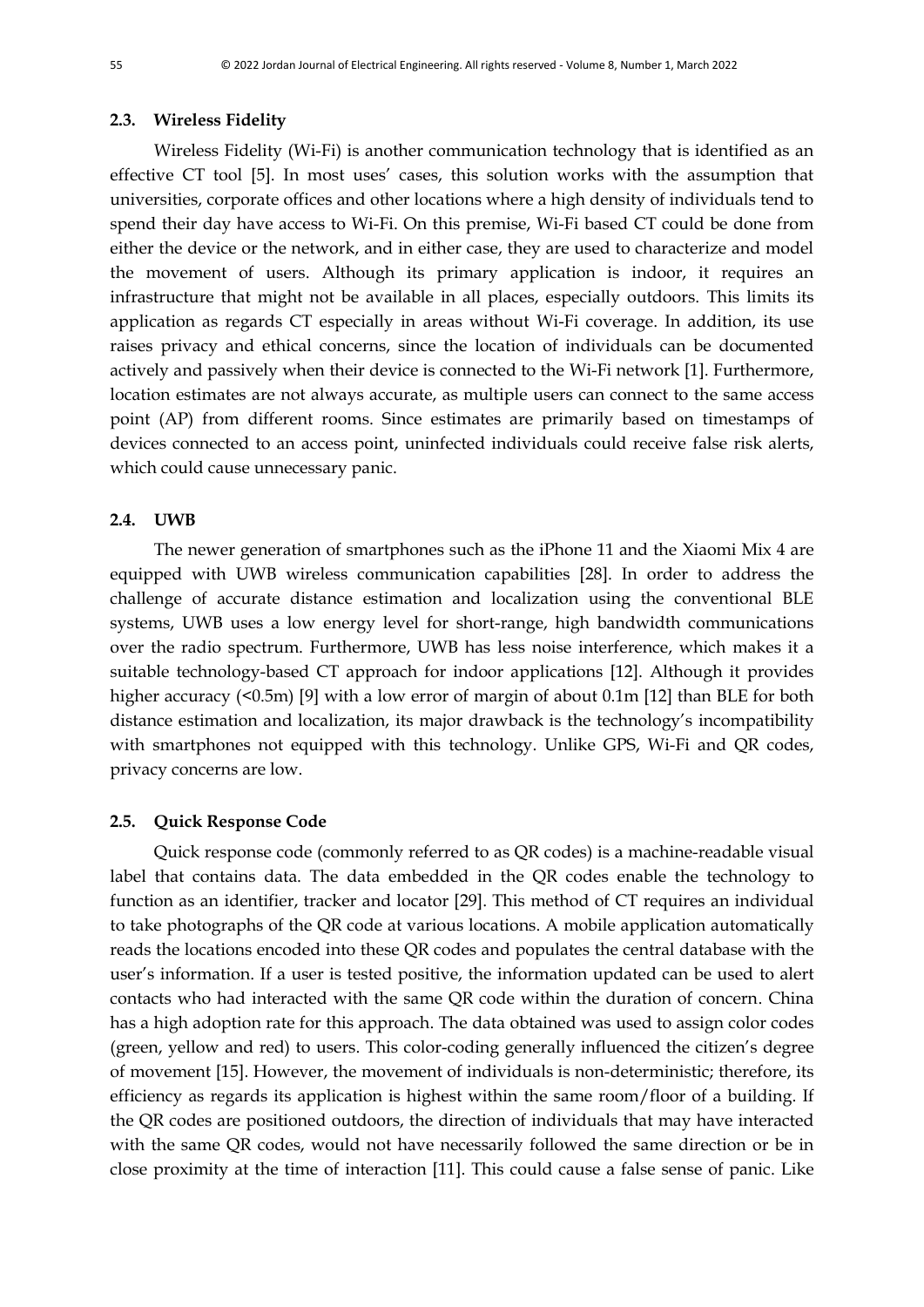### 2.3. Wireless Fidelity

Wireless Fidelity (Wi-Fi) is another communication technology that is identified as an effective CT tool [5]. In most uses' cases, this solution works with the assumption that universities, corporate offices and other locations where a high density of individuals tend to spend their day have access to Wi-Fi. On this premise, Wi-Fi based CT could be done from either the device or the network, and in either case, they are used to characterize and model the movement of users. Although its primary application is indoor, it requires an infrastructure that might not be available in all places, especially outdoors. This limits its application as regards CT especially in areas without Wi-Fi coverage. In addition, its use raises privacy and ethical concerns, since the location of individuals can be documented actively and passively when their device is connected to the Wi-Fi network [1]. Furthermore, location estimates are not always accurate, as multiple users can connect to the same access point (AP) from different rooms. Since estimates are primarily based on timestamps of devices connected to an access point, uninfected individuals could receive false risk alerts, which could cause unnecessary panic.

### 2.4. UWB

The newer generation of smartphones such as the iPhone 11 and the Xiaomi Mix 4 are equipped with UWB wireless communication capabilities [28]. In order to address the challenge of accurate distance estimation and localization using the conventional BLE systems, UWB uses a low energy level for short-range, high bandwidth communications over the radio spectrum. Furthermore, UWB has less noise interference, which makes it a suitable technology-based CT approach for indoor applications [12]. Although it provides higher accuracy (<0.5m) [9] with a low error of margin of about 0.1m [12] than BLE for both distance estimation and localization, its major drawback is the technology's incompatibility with smartphones not equipped with this technology. Unlike GPS, Wi-Fi and QR codes, privacy concerns are low.

### 2.5. Quick Response Code

Quick response code (commonly referred to as QR codes) is a machine-readable visual label that contains data. The data embedded in the QR codes enable the technology to function as an identifier, tracker and locator [29]. This method of CT requires an individual to take photographs of the QR code at various locations. A mobile application automatically reads the locations encoded into these QR codes and populates the central database with the user's information. If a user is tested positive, the information updated can be used to alert contacts who had interacted with the same QR code within the duration of concern. China has a high adoption rate for this approach. The data obtained was used to assign color codes (green, yellow and red) to users. This color-coding generally influenced the citizen's degree of movement [15]. However, the movement of individuals is non-deterministic; therefore, its efficiency as regards its application is highest within the same room/floor of a building. If the QR codes are positioned outdoors, the direction of individuals that may have interacted with the same QR codes, would not have necessarily followed the same direction or be in close proximity at the time of interaction [11]. This could cause a false sense of panic. Like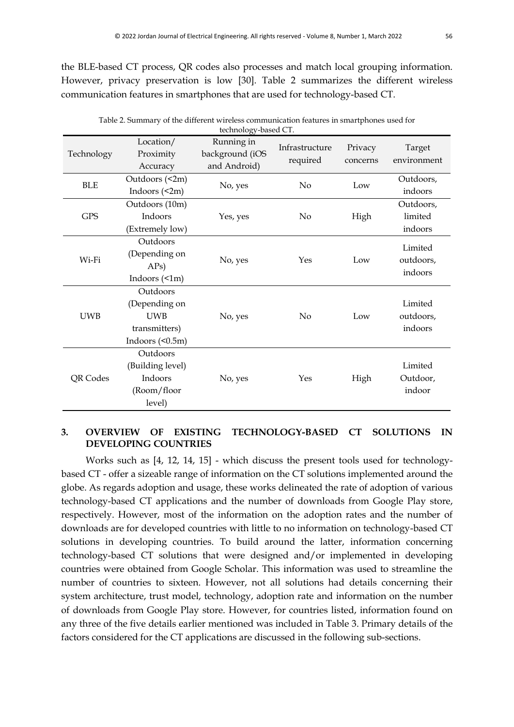the BLE-based CT process, QR codes also processes and match local grouping information. However, privacy preservation is low [30]. Table 2 summarizes the different wireless communication features in smartphones that are used for technology-based CT.

Table 2. Summary of the different wireless communication features in smartphones used for technology-based CT.

| Technology | Location/ Proximity Accuracy | Running in background (iOS and Android) | Infrastructure required | Privacy concerns | Target environment |
|---|---|---|---|---|---|
| BLE | Outdoors (<2m) Indoors (<2m) | No, yes | No | Low | Outdoors, indoors |
| GPS | Outdoors (10m) Indoors (Extremely low) | Yes, yes | No | High | Outdoors, limited indoors |
| Wi-Fi | Outdoors (Depending on APs) Indoors (<1m) | No, yes | Yes | Low | Limited outdoors, indoors |
| UWB | Outdoors (Depending on UWB transmitters) Indoors (<0.5m) | No, yes | No | Low | Limited outdoors, indoors |
| QR Codes | Outdoors (Building level) Indoors (Room/floor level) | No, yes | Yes | High | Limited Outdoor, indoor |

## 3. OVERVIEW OF EXISTING TECHNOLOGY-BASED CT SOLUTIONS IN DEVELOPING COUNTRIES

Works such as [4, 12, 14, 15] - which discuss the present tools used for technology-based CT - offer a sizeable range of information on the CT solutions implemented around the globe. As regards adoption and usage, these works delineated the rate of adoption of various technology-based CT applications and the number of downloads from Google Play store, respectively. However, most of the information on the adoption rates and the number of downloads are for developed countries with little to no information on technology-based CT solutions in developing countries. To build around the latter, information concerning technology-based CT solutions that were designed and/or implemented in developing countries were obtained from Google Scholar. This information was used to streamline the number of countries to sixteen. However, not all solutions had details concerning their system architecture, trust model, technology, adoption rate and information on the number of downloads from Google Play store. However, for countries listed, information found on any three of the five details earlier mentioned was included in Table 3. Primary details of the factors considered for the CT applications are discussed in the following sub-sections.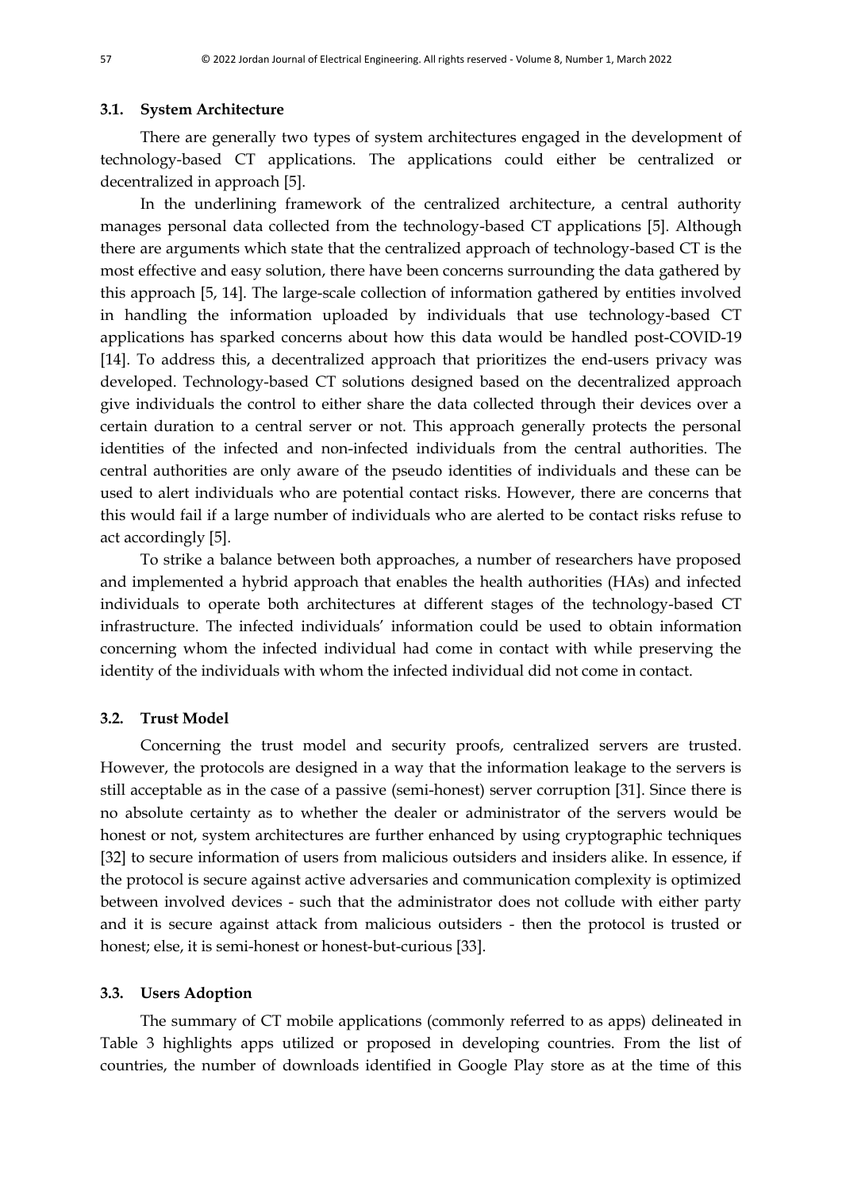### 3.1. System Architecture

There are generally two types of system architectures engaged in the development of technology-based CT applications. The applications could either be centralized or decentralized in approach [5].

In the underlining framework of the centralized architecture, a central authority manages personal data collected from the technology-based CT applications [5]. Although there are arguments which state that the centralized approach of technology-based CT is the most effective and easy solution, there have been concerns surrounding the data gathered by this approach [5, 14]. The large-scale collection of information gathered by entities involved in handling the information uploaded by individuals that use technology-based CT applications has sparked concerns about how this data would be handled post-COVID-19 [14]. To address this, a decentralized approach that prioritizes the end-users privacy was developed. Technology-based CT solutions designed based on the decentralized approach give individuals the control to either share the data collected through their devices over a certain duration to a central server or not. This approach generally protects the personal identities of the infected and non-infected individuals from the central authorities. The central authorities are only aware of the pseudo identities of individuals and these can be used to alert individuals who are potential contact risks. However, there are concerns that this would fail if a large number of individuals who are alerted to be contact risks refuse to act accordingly [5].

To strike a balance between both approaches, a number of researchers have proposed and implemented a hybrid approach that enables the health authorities (HAs) and infected individuals to operate both architectures at different stages of the technology-based CT infrastructure. The infected individuals' information could be used to obtain information concerning whom the infected individual had come in contact with while preserving the identity of the individuals with whom the infected individual did not come in contact.

### 3.2. Trust Model

Concerning the trust model and security proofs, centralized servers are trusted. However, the protocols are designed in a way that the information leakage to the servers is still acceptable as in the case of a passive (semi-honest) server corruption [31]. Since there is no absolute certainty as to whether the dealer or administrator of the servers would be honest or not, system architectures are further enhanced by using cryptographic techniques [32] to secure information of users from malicious outsiders and insiders alike. In essence, if the protocol is secure against active adversaries and communication complexity is optimized between involved devices - such that the administrator does not collude with either party and it is secure against attack from malicious outsiders - then the protocol is trusted or honest; else, it is semi-honest or honest-but-curious [33].

### 3.3. Users Adoption

The summary of CT mobile applications (commonly referred to as apps) delineated in Table 3 highlights apps utilized or proposed in developing countries. From the list of countries, the number of downloads identified in Google Play store as at the time of this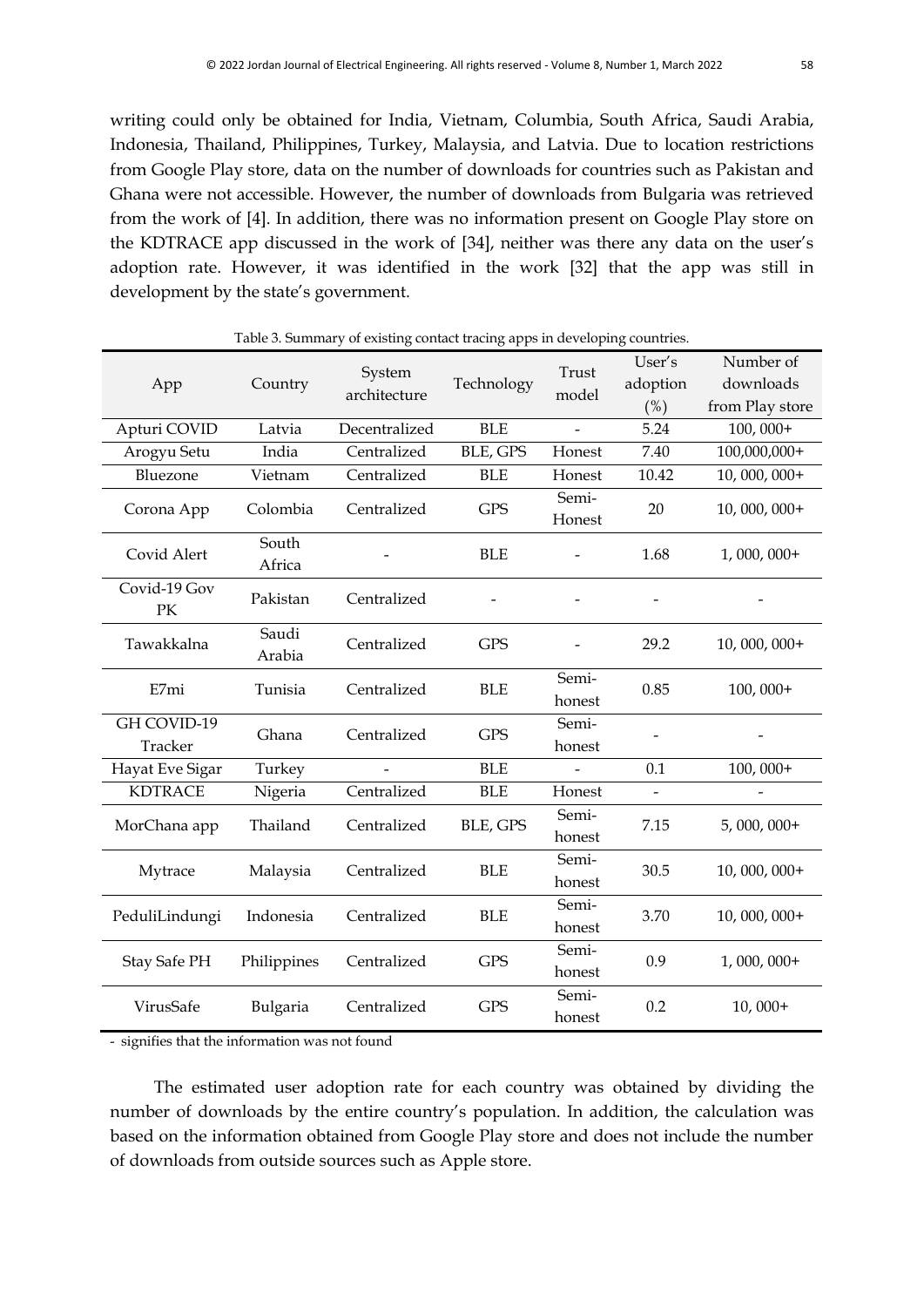writing could only be obtained for India, Vietnam, Columbia, South Africa, Saudi Arabia, Indonesia, Thailand, Philippines, Turkey, Malaysia, and Latvia. Due to location restrictions from Google Play store, data on the number of downloads for countries such as Pakistan and Ghana were not accessible. However, the number of downloads from Bulgaria was retrieved from the work of [4]. In addition, there was no information present on Google Play store on the KDTRACE app discussed in the work of [34], neither was there any data on the user's adoption rate. However, it was identified in the work [32] that the app was still in development by the state's government.

Table 3. Summary of existing contact tracing apps in developing countries.

| App | Country | System architecture | Technology | Trust model | User's adoption (%) | Number of downloads from Play store |
|---|---|---|---|---|---|---|
| Apturi COVID | Latvia | Decentralized | BLE | - | 5.24 | 100, 000+ |
| Arogyu Setu | India | Centralized | BLE, GPS | Honest | 7.40 | 100,000,000+ |
| Bluezone | Vietnam | Centralized | BLE | Honest | 10.42 | 10, 000, 000+ |
| Corona App | Colombia | Centralized | GPS | Semi-Honest | 20 | 10, 000, 000+ |
| Covid Alert | South Africa | - | BLE | - | 1.68 | 1, 000, 000+ |
| Covid-19 Gov PK | Pakistan | Centralized | - | - | - | - |
| Tawakkalna | Saudi Arabia | Centralized | GPS | - | 29.2 | 10, 000, 000+ |
| E7mi | Tunisia | Centralized | BLE | Semi-honest | 0.85 | 100, 000+ |
| GH COVID-19 Tracker | Ghana | Centralized | GPS | Semi-honest | - | - |
| Hayat Eve Sigar | Turkey | - | BLE | - | 0.1 | 100, 000+ |
| KDTRACE | Nigeria | Centralized | BLE | Honest | - | - |
| MorChana app | Thailand | Centralized | BLE, GPS | Semi-honest | 7.15 | 5, 000, 000+ |
| Mytrace | Malaysia | Centralized | BLE | Semi-honest | 30.5 | 10, 000, 000+ |
| PeduliLindungi | Indonesia | Centralized | BLE | Semi-honest | 3.70 | 10, 000, 000+ |
| Stay Safe PH | Philippines | Centralized | GPS | Semi-honest | 0.9 | 1, 000, 000+ |
| VirusSafe | Bulgaria | Centralized | GPS | Semi-honest | 0.2 | 10, 000+ |

- signifies that the information was not found

The estimated user adoption rate for each country was obtained by dividing the number of downloads by the entire country's population. In addition, the calculation was based on the information obtained from Google Play store and does not include the number of downloads from outside sources such as Apple store.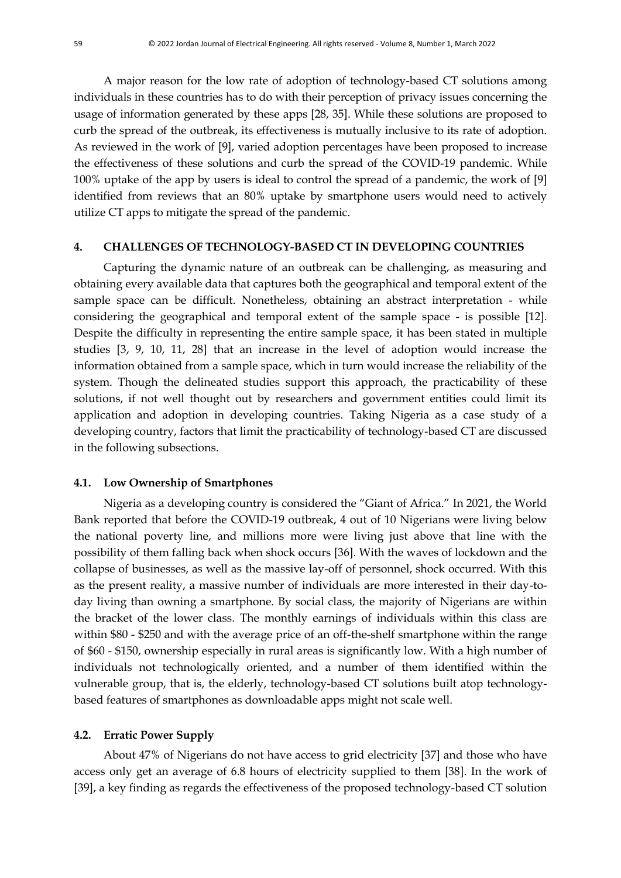A major reason for the low rate of adoption of technology-based CT solutions among individuals in these countries has to do with their perception of privacy issues concerning the usage of information generated by these apps [28, 35]. While these solutions are proposed to curb the spread of the outbreak, its effectiveness is mutually inclusive to its rate of adoption. As reviewed in the work of [9], varied adoption percentages have been proposed to increase the effectiveness of these solutions and curb the spread of the COVID-19 pandemic. While 100% uptake of the app by users is ideal to control the spread of a pandemic, the work of [9] identified from reviews that an 80% uptake by smartphone users would need to actively utilize CT apps to mitigate the spread of the pandemic.

## 4. CHALLENGES OF TECHNOLOGY-BASED CT IN DEVELOPING COUNTRIES

Capturing the dynamic nature of an outbreak can be challenging, as measuring and obtaining every available data that captures both the geographical and temporal extent of the sample space can be difficult. Nonetheless, obtaining an abstract interpretation - while considering the geographical and temporal extent of the sample space - is possible [12]. Despite the difficulty in representing the entire sample space, it has been stated in multiple studies [3, 9, 10, 11, 28] that an increase in the level of adoption would increase the information obtained from a sample space, which in turn would increase the reliability of the system. Though the delineated studies support this approach, the practicability of these solutions, if not well thought out by researchers and government entities could limit its application and adoption in developing countries. Taking Nigeria as a case study of a developing country, factors that limit the practicability of technology-based CT are discussed in the following subsections.

### 4.1. Low Ownership of Smartphones

Nigeria as a developing country is considered the "Giant of Africa." In 2021, the World Bank reported that before the COVID-19 outbreak, 4 out of 10 Nigerians were living below the national poverty line, and millions more were living just above that line with the possibility of them falling back when shock occurs [36]. With the waves of lockdown and the collapse of businesses, as well as the massive lay-off of personnel, shock occurred. With this as the present reality, a massive number of individuals are more interested in their day-to-day living than owning a smartphone. By social class, the majority of Nigerians are within the bracket of the lower class. The monthly earnings of individuals within this class are within \$80 - \$250 and with the average price of an off-the-shelf smartphone within the range of \$60 - \$150, ownership especially in rural areas is significantly low. With a high number of individuals not technologically oriented, and a number of them identified within the vulnerable group, that is, the elderly, technology-based CT solutions built atop technology-based features of smartphones as downloadable apps might not scale well.

### 4.2. Erratic Power Supply

About 47% of Nigerians do not have access to grid electricity [37] and those who have access only get an average of 6.8 hours of electricity supplied to them [38]. In the work of [39], a key finding as regards the effectiveness of the proposed technology-based CT solution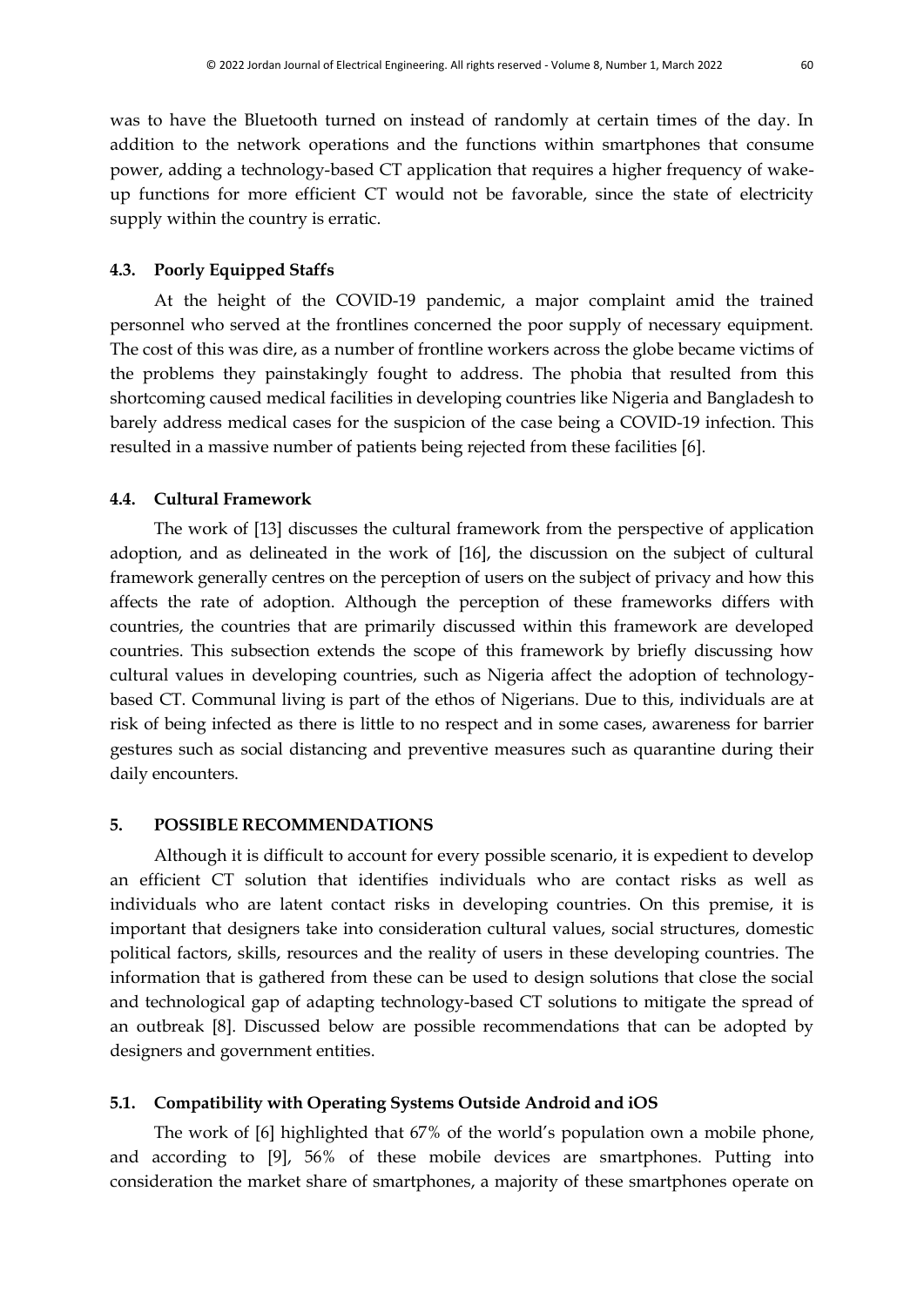was to have the Bluetooth turned on instead of randomly at certain times of the day. In addition to the network operations and the functions within smartphones that consume power, adding a technology-based CT application that requires a higher frequency of wake-up functions for more efficient CT would not be favorable, since the state of electricity supply within the country is erratic.

### 4.3. Poorly Equipped Staffs

At the height of the COVID-19 pandemic, a major complaint amid the trained personnel who served at the frontlines concerned the poor supply of necessary equipment. The cost of this was dire, as a number of frontline workers across the globe became victims of the problems they painstakingly fought to address. The phobia that resulted from this shortcoming caused medical facilities in developing countries like Nigeria and Bangladesh to barely address medical cases for the suspicion of the case being a COVID-19 infection. This resulted in a massive number of patients being rejected from these facilities [6].

### 4.4. Cultural Framework

The work of [13] discusses the cultural framework from the perspective of application adoption, and as delineated in the work of [16], the discussion on the subject of cultural framework generally centres on the perception of users on the subject of privacy and how this affects the rate of adoption. Although the perception of these frameworks differs with countries, the countries that are primarily discussed within this framework are developed countries. This subsection extends the scope of this framework by briefly discussing how cultural values in developing countries, such as Nigeria affect the adoption of technology-based CT. Communal living is part of the ethos of Nigerians. Due to this, individuals are at risk of being infected as there is little to no respect and in some cases, awareness for barrier gestures such as social distancing and preventive measures such as quarantine during their daily encounters.

## 5. POSSIBLE RECOMMENDATIONS

Although it is difficult to account for every possible scenario, it is expedient to develop an efficient CT solution that identifies individuals who are contact risks as well as individuals who are latent contact risks in developing countries. On this premise, it is important that designers take into consideration cultural values, social structures, domestic political factors, skills, resources and the reality of users in these developing countries. The information that is gathered from these can be used to design solutions that close the social and technological gap of adapting technology-based CT solutions to mitigate the spread of an outbreak [8]. Discussed below are possible recommendations that can be adopted by designers and government entities.

### 5.1. Compatibility with Operating Systems Outside Android and iOS

The work of [6] highlighted that 67% of the world's population own a mobile phone, and according to [9], 56% of these mobile devices are smartphones. Putting into consideration the market share of smartphones, a majority of these smartphones operate on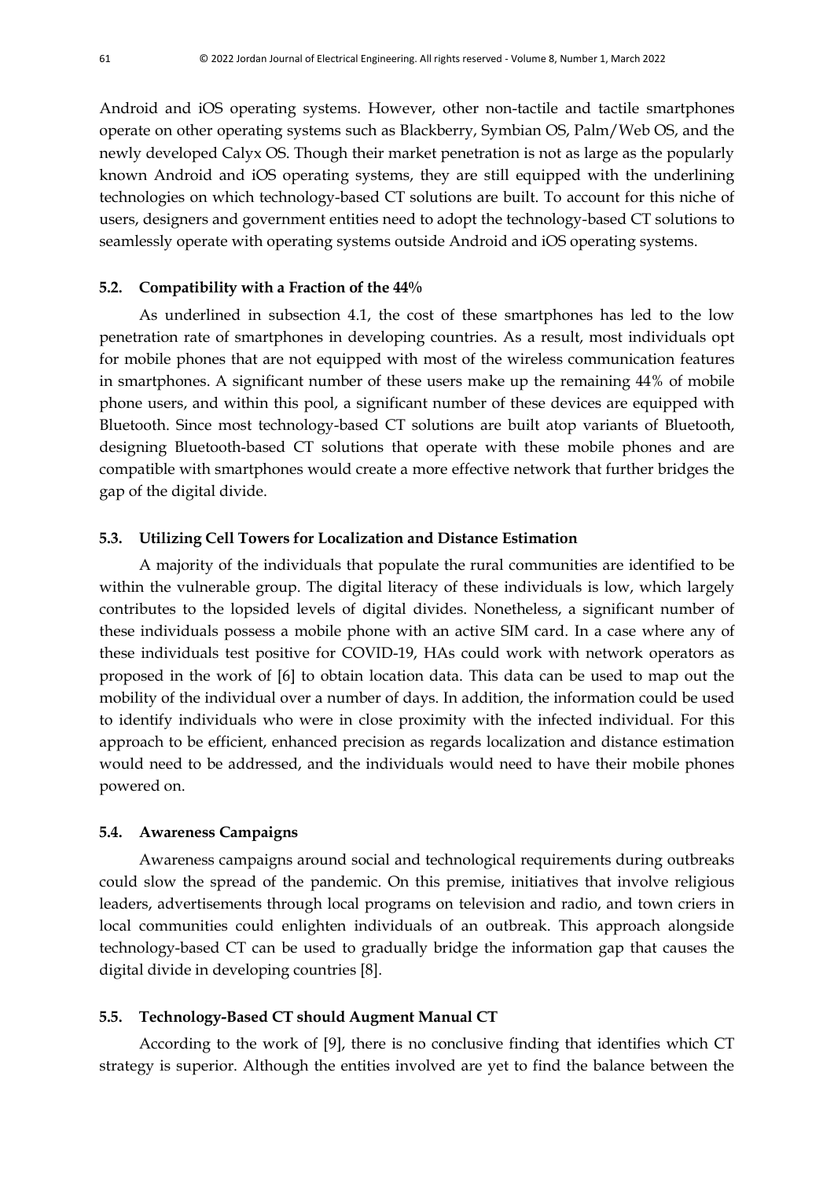Android and iOS operating systems. However, other non-tactile and tactile smartphones operate on other operating systems such as Blackberry, Symbian OS, Palm/Web OS, and the newly developed Calyx OS. Though their market penetration is not as large as the popularly known Android and iOS operating systems, they are still equipped with the underlining technologies on which technology-based CT solutions are built. To account for this niche of users, designers and government entities need to adopt the technology-based CT solutions to seamlessly operate with operating systems outside Android and iOS operating systems.

### 5.2. Compatibility with a Fraction of the 44%

As underlined in subsection 4.1, the cost of these smartphones has led to the low penetration rate of smartphones in developing countries. As a result, most individuals opt for mobile phones that are not equipped with most of the wireless communication features in smartphones. A significant number of these users make up the remaining 44% of mobile phone users, and within this pool, a significant number of these devices are equipped with Bluetooth. Since most technology-based CT solutions are built atop variants of Bluetooth, designing Bluetooth-based CT solutions that operate with these mobile phones and are compatible with smartphones would create a more effective network that further bridges the gap of the digital divide.

### 5.3. Utilizing Cell Towers for Localization and Distance Estimation

A majority of the individuals that populate the rural communities are identified to be within the vulnerable group. The digital literacy of these individuals is low, which largely contributes to the lopsided levels of digital divides. Nonetheless, a significant number of these individuals possess a mobile phone with an active SIM card. In a case where any of these individuals test positive for COVID-19, HAs could work with network operators as proposed in the work of [6] to obtain location data. This data can be used to map out the mobility of the individual over a number of days. In addition, the information could be used to identify individuals who were in close proximity with the infected individual. For this approach to be efficient, enhanced precision as regards localization and distance estimation would need to be addressed, and the individuals would need to have their mobile phones powered on.

### 5.4. Awareness Campaigns

Awareness campaigns around social and technological requirements during outbreaks could slow the spread of the pandemic. On this premise, initiatives that involve religious leaders, advertisements through local programs on television and radio, and town criers in local communities could enlighten individuals of an outbreak. This approach alongside technology-based CT can be used to gradually bridge the information gap that causes the digital divide in developing countries [8].

### 5.5. Technology-Based CT should Augment Manual CT

According to the work of [9], there is no conclusive finding that identifies which CT strategy is superior. Although the entities involved are yet to find the balance between the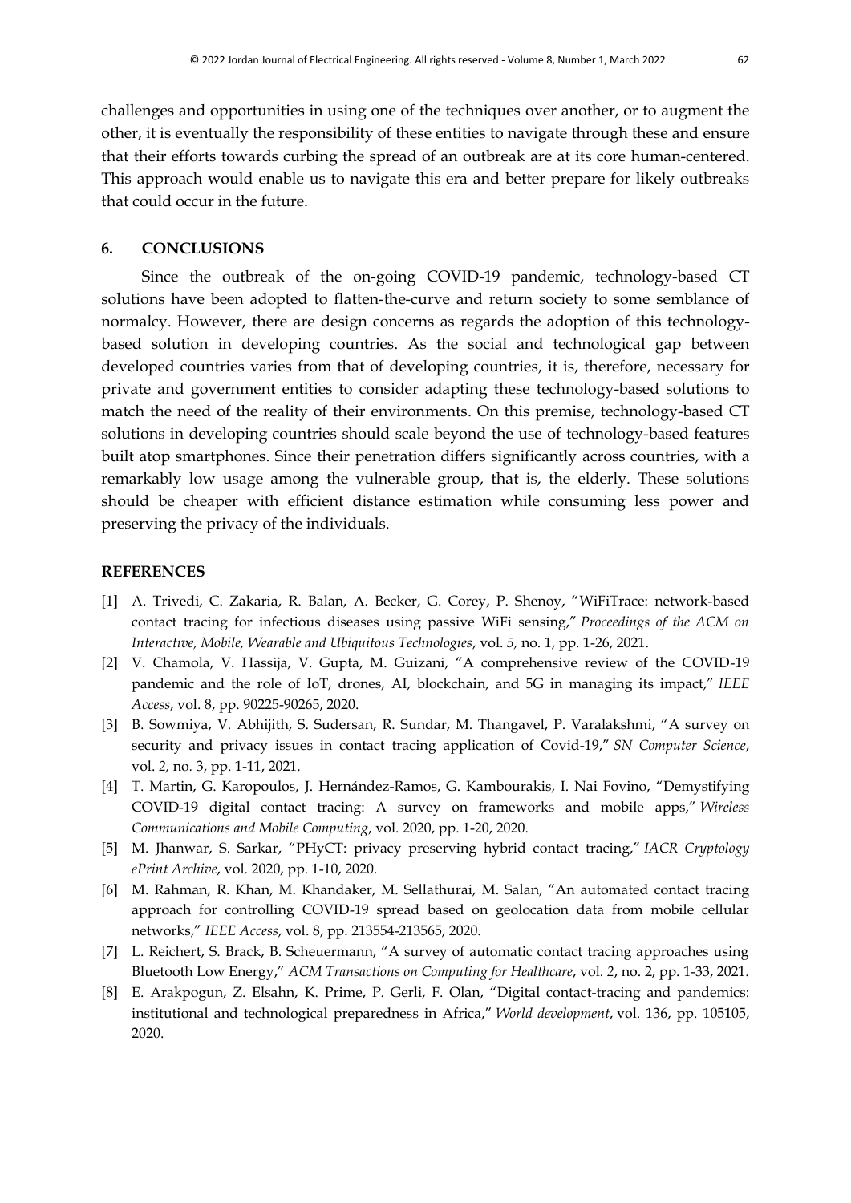challenges and opportunities in using one of the techniques over another, or to augment the other, it is eventually the responsibility of these entities to navigate through these and ensure that their efforts towards curbing the spread of an outbreak are at its core human-centered. This approach would enable us to navigate this era and better prepare for likely outbreaks that could occur in the future.

## 6. CONCLUSIONS

Since the outbreak of the on-going COVID-19 pandemic, technology-based CT solutions have been adopted to flatten-the-curve and return society to some semblance of normalcy. However, there are design concerns as regards the adoption of this technology-based solution in developing countries. As the social and technological gap between developed countries varies from that of developing countries, it is, therefore, necessary for private and government entities to consider adapting these technology-based solutions to match the need of the reality of their environments. On this premise, technology-based CT solutions in developing countries should scale beyond the use of technology-based features built atop smartphones. Since their penetration differs significantly across countries, with a remarkably low usage among the vulnerable group, that is, the elderly. These solutions should be cheaper with efficient distance estimation while consuming less power and preserving the privacy of the individuals.

## REFERENCES

[1] A. Trivedi, C. Zakaria, R. Balan, A. Becker, G. Corey, P. Shenoy, "WiFiTrace: network-based contact tracing for infectious diseases using passive WiFi sensing," *Proceedings of the ACM on Interactive, Mobile, Wearable and Ubiquitous Technologies*, vol. *5,* no. 1, pp. 1-26, 2021.

[2] V. Chamola, V. Hassija, V. Gupta, M. Guizani, "A comprehensive review of the COVID-19 pandemic and the role of IoT, drones, AI, blockchain, and 5G in managing its impact," *IEEE Access*, vol. 8, pp. 90225-90265, 2020.

[3] B. Sowmiya, V. Abhijith, S. Sudersan, R. Sundar, M. Thangavel, P. Varalakshmi, "A survey on security and privacy issues in contact tracing application of Covid-19," *SN Computer Science*, vol. *2,* no. 3, pp. 1-11, 2021.

[4] T. Martin, G. Karopoulos, J. Hernández-Ramos, G. Kambourakis, I. Nai Fovino, "Demystifying COVID-19 digital contact tracing: A survey on frameworks and mobile apps," *Wireless Communications and Mobile Computing*, vol. 2020, pp. 1-20, 2020.

[5] M. Jhanwar, S. Sarkar, "PHyCT: privacy preserving hybrid contact tracing," *IACR Cryptology ePrint Archive*, vol. 2020, pp. 1-10, 2020.

[6] M. Rahman, R. Khan, M. Khandaker, M. Sellathurai, M. Salan, "An automated contact tracing approach for controlling COVID-19 spread based on geolocation data from mobile cellular networks," *IEEE Access*, vol. 8, pp. 213554-213565, 2020.

[7] L. Reichert, S. Brack, B. Scheuermann, "A survey of automatic contact tracing approaches using Bluetooth Low Energy," *ACM Transactions on Computing for Healthcare*, vol. *2*, no. 2, pp. 1-33, 2021.

[8] E. Arakpogun, Z. Elsahn, K. Prime, P. Gerli, F. Olan, "Digital contact-tracing and pandemics: institutional and technological preparedness in Africa," *World development*, vol. 136, pp. 105105, 2020.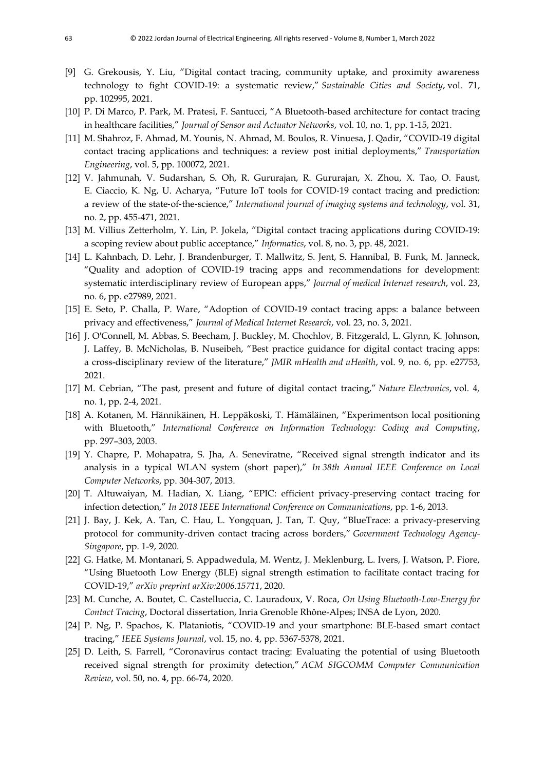[9] G. Grekousis, Y. Liu, "Digital contact tracing, community uptake, and proximity awareness technology to fight COVID-19: a systematic review," *Sustainable Cities and Society*, vol. 71, pp. 102995, 2021.

[10] P. Di Marco, P. Park, M. Pratesi, F. Santucci, "A Bluetooth-based architecture for contact tracing in healthcare facilities," *Journal of Sensor and Actuator Networks*, vol. 10, no. 1, pp. 1-15, 2021.

[11] M. Shahroz, F. Ahmad, M. Younis, N. Ahmad, M. Boulos, R. Vinuesa, J. Qadir, "COVID-19 digital contact tracing applications and techniques: a review post initial deployments," *Transportation Engineering*, vol. 5, pp. 100072, 2021.

[12] V. Jahmunah, V. Sudarshan, S. Oh, R. Gururajan, R. Gururajan, X. Zhou, X. Tao, O. Faust, E. Ciaccio, K. Ng, U. Acharya, "Future IoT tools for COVID-19 contact tracing and prediction: a review of the state-of-the-science," *International journal of imaging systems and technology*, vol. 31, no. 2, pp. 455-471, 2021.

[13] M. Villius Zetterholm, Y. Lin, P. Jokela, "Digital contact tracing applications during COVID-19: a scoping review about public acceptance," *Informatics*, vol. 8, no. 3, pp. 48, 2021.

[14] L. Kahnbach, D. Lehr, J. Brandenburger, T. Mallwitz, S. Jent, S. Hannibal, B. Funk, M. Janneck, "Quality and adoption of COVID-19 tracing apps and recommendations for development: systematic interdisciplinary review of European apps," *Journal of medical Internet research*, vol. 23, no. 6, pp. e27989, 2021.

[15] E. Seto, P. Challa, P. Ware, "Adoption of COVID-19 contact tracing apps: a balance between privacy and effectiveness," *Journal of Medical Internet Research*, vol. 23, no. 3, 2021.

[16] J. O'Connell, M. Abbas, S. Beecham, J. Buckley, M. Chochlov, B. Fitzgerald, L. Glynn, K. Johnson, J. Laffey, B. McNicholas, B. Nuseibeh, "Best practice guidance for digital contact tracing apps: a cross-disciplinary review of the literature," *JMIR mHealth and uHealth*, vol. 9, no. 6, pp. e27753, 2021.

[17] M. Cebrian, "The past, present and future of digital contact tracing," *Nature Electronics*, vol. 4, no. 1, pp. 2-4, 2021.

[18] A. Kotanen, M. Hännikäinen, H. Leppäkoski, T. Hämäläinen, "Experimentson local positioning with Bluetooth," *International Conference on Information Technology: Coding and Computing*, pp. 297–303, 2003.

[19] Y. Chapre, P. Mohapatra, S. Jha, A. Seneviratne, "Received signal strength indicator and its analysis in a typical WLAN system (short paper)," *In 38th Annual IEEE Conference on Local Computer Networks*, pp. 304-307, 2013.

[20] T. Altuwaiyan, M. Hadian, X. Liang, "EPIC: efficient privacy-preserving contact tracing for infection detection," *In 2018 IEEE International Conference on Communications*, pp. 1-6, 2013.

[21] J. Bay, J. Kek, A. Tan, C. Hau, L. Yongquan, J. Tan, T. Quy, "BlueTrace: a privacy-preserving protocol for community-driven contact tracing across borders," *Government Technology Agency-Singapore*, pp. 1-9, 2020.

[22] G. Hatke, M. Montanari, S. Appadwedula, M. Wentz, J. Meklenburg, L. Ivers, J. Watson, P. Fiore, "Using Bluetooth Low Energy (BLE) signal strength estimation to facilitate contact tracing for COVID-19," *arXiv preprint arXiv:2006.15711*, 2020.

[23] M. Cunche, A. Boutet, C. Castelluccia, C. Lauradoux, V. Roca, *On Using Bluetooth-Low-Energy for Contact Tracing*, Doctoral dissertation, Inria Grenoble Rhône-Alpes; INSA de Lyon, 2020.

[24] P. Ng, P. Spachos, K. Plataniotis, "COVID-19 and your smartphone: BLE-based smart contact tracing," *IEEE Systems Journal*, vol. 15, no. 4, pp. 5367-5378, 2021.

[25] D. Leith, S. Farrell, "Coronavirus contact tracing: Evaluating the potential of using Bluetooth received signal strength for proximity detection," *ACM SIGCOMM Computer Communication Review*, vol. 50, no. 4, pp. 66-74, 2020.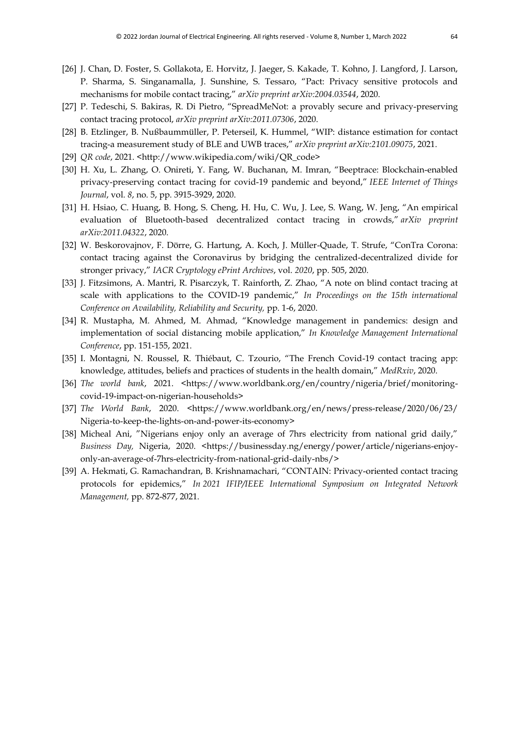[26] J. Chan, D. Foster, S. Gollakota, E. Horvitz, J. Jaeger, S. Kakade, T. Kohno, J. Langford, J. Larson, P. Sharma, S. Singanamalla, J. Sunshine, S. Tessaro, "Pact: Privacy sensitive protocols and mechanisms for mobile contact tracing," *arXiv preprint arXiv:2004.03544*, 2020.

[27] P. Tedeschi, S. Bakiras, R. Di Pietro, "SpreadMeNot: a provably secure and privacy-preserving contact tracing protocol, *arXiv preprint arXiv:2011.07306*, 2020.

[28] B. Etzlinger, B. Nußbaummüller, P. Peterseil, K. Hummel, "WIP: distance estimation for contact tracing-a measurement study of BLE and UWB traces," *arXiv preprint arXiv:2101.09075*, 2021.

[29] *QR code*, 2021. <http://www.wikipedia.com/wiki/QR_code>

[30] H. Xu, L. Zhang, O. Onireti, Y. Fang, W. Buchanan, M. Imran, "Beeptrace: Blockchain-enabled privacy-preserving contact tracing for covid-19 pandemic and beyond," *IEEE Internet of Things Journal*, vol. *8*, no. 5, pp. 3915-3929, 2020.

[31] H. Hsiao, C. Huang, B. Hong, S. Cheng, H. Hu, C. Wu, J. Lee, S. Wang, W. Jeng, "An empirical evaluation of Bluetooth-based decentralized contact tracing in crowds," *arXiv preprint arXiv:2011.04322*, 2020.

[32] W. Beskorovajnov, F. Dörre, G. Hartung, A. Koch, J. Müller-Quade, T. Strufe, "ConTra Corona: contact tracing against the Coronavirus by bridging the centralized-decentralized divide for stronger privacy," *IACR Cryptology ePrint Archives*, vol. *2020*, pp. 505, 2020.

[33] J. Fitzsimons, A. Mantri, R. Pisarczyk, T. Rainforth, Z. Zhao, "A note on blind contact tracing at scale with applications to the COVID-19 pandemic," *In Proceedings on the 15th international Conference on Availability, Reliability and Security,* pp. 1-6, 2020.

[34] R. Mustapha, M. Ahmed, M. Ahmad, "Knowledge management in pandemics: design and implementation of social distancing mobile application," *In Knowledge Management International Conference*, pp. 151-155, 2021.

[35] I. Montagni, N. Roussel, R. Thiébaut, C. Tzourio, "The French Covid-19 contact tracing app: knowledge, attitudes, beliefs and practices of students in the health domain," *MedRxiv*, 2020.

[36] *The world bank*, 2021. <https://www.worldbank.org/en/country/nigeria/brief/monitoring-covid-19-impact-on-nigerian-households>

[37] *The World Bank*, 2020. <https://www.worldbank.org/en/news/press-release/2020/06/23/Nigeria-to-keep-the-lights-on-and-power-its-economy>

[38] Micheal Ani, "Nigerians enjoy only an average of 7hrs electricity from national grid daily," *Business Day,* Nigeria, 2020. <https://businessday.ng/energy/power/article/nigerians-enjoy-only-an-average-of-7hrs-electricity-from-national-grid-daily-nbs/>

[39] A. Hekmati, G. Ramachandran, B. Krishnamachari, "CONTAIN: Privacy-oriented contact tracing protocols for epidemics," *In 2021 IFIP/IEEE International Symposium on Integrated Network Management,* pp. 872-877, 2021.